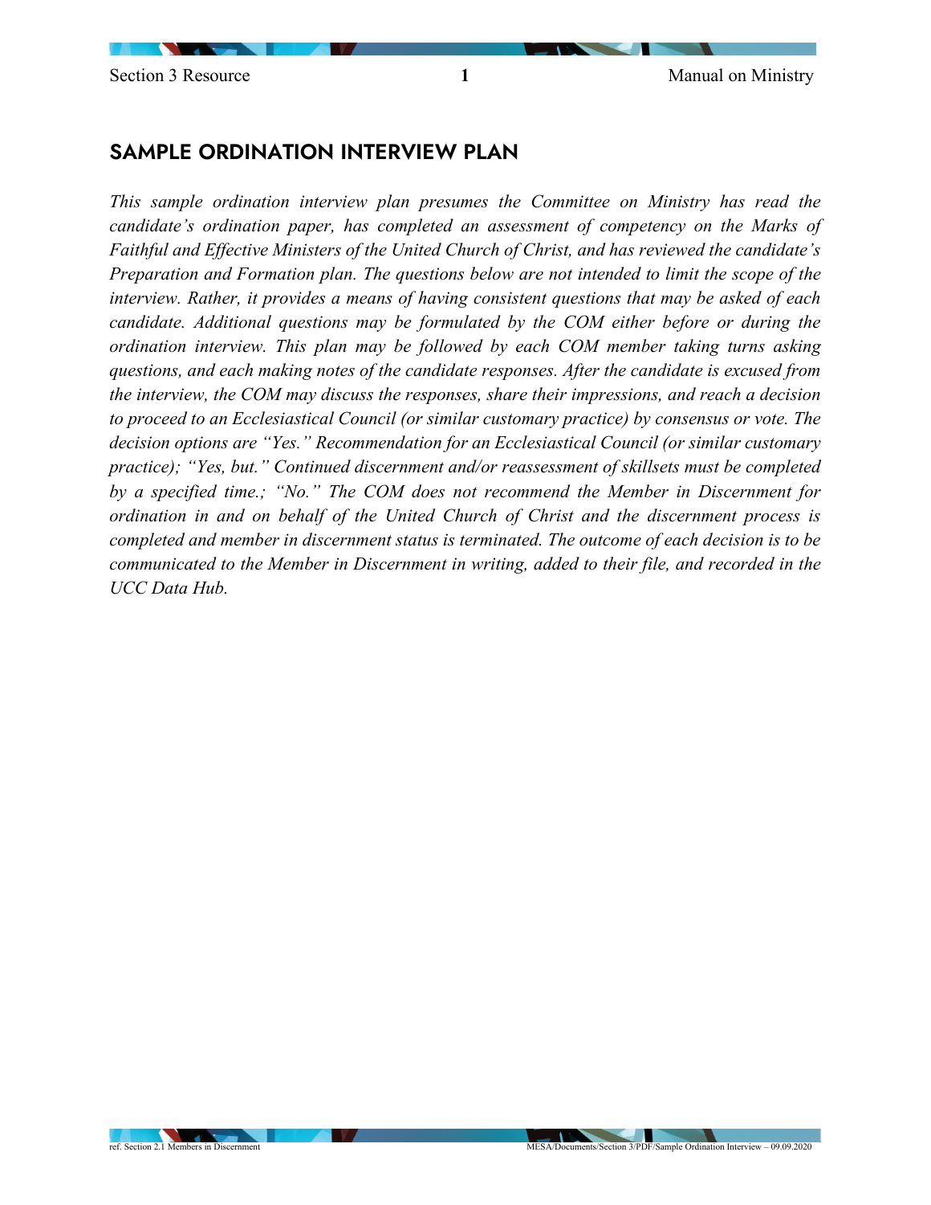## SAMPLE ORDINATION INTERVIEW PLAN

*This sample ordination interview plan presumes the Committee on Ministry has read the candidate's ordination paper, has completed an assessment of competency on the Marks of Faithful and Effective Ministers of the United Church of Christ, and has reviewed the candidate's Preparation and Formation plan. The questions below are not intended to limit the scope of the interview. Rather, it provides a means of having consistent questions that may be asked of each candidate. Additional questions may be formulated by the COM either before or during the ordination interview. This plan may be followed by each COM member taking turns asking questions, and each making notes of the candidate responses. After the candidate is excused from the interview, the COM may discuss the responses, share their impressions, and reach a decision to proceed to an Ecclesiastical Council (or similar customary practice) by consensus or vote. The decision options are "Yes." Recommendation for an Ecclesiastical Council (or similar customary practice); "Yes, but." Continued discernment and/or reassessment of skillsets must be completed by a specified time.; "No." The COM does not recommend the Member in Discernment for ordination in and on behalf of the United Church of Christ and the discernment process is completed and member in discernment status is terminated. The outcome of each decision is to be communicated to the Member in Discernment in writing, added to their file, and recorded in the UCC Data Hub.*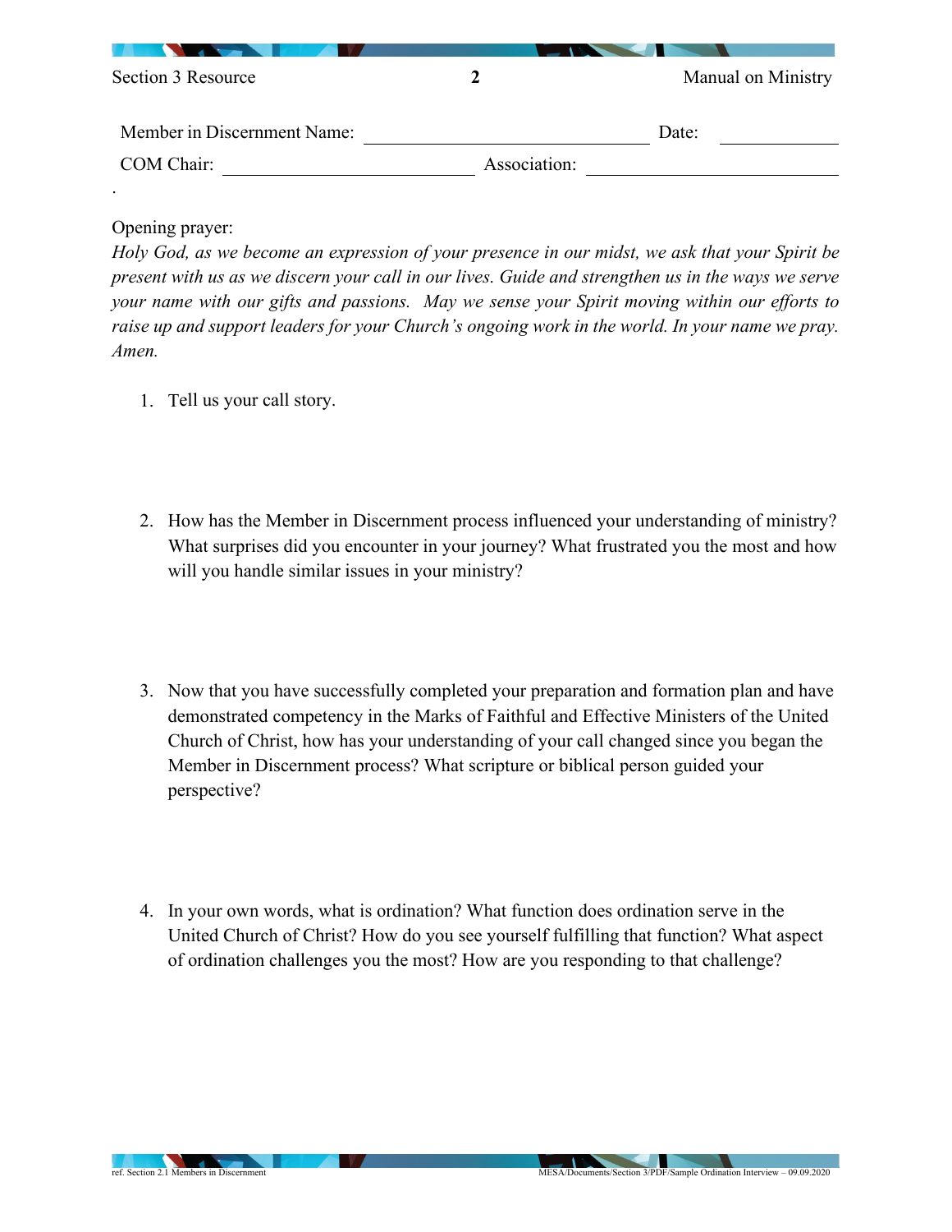Member in Discernment Name: ______________________________ Date: ____________

COM Chair: ________________________ Association: ________________________

Opening prayer:

*Holy God, as we become an expression of your presence in our midst, we ask that your Spirit be present with us as we discern your call in our lives. Guide and strengthen us in the ways we serve your name with our gifts and passions. May we sense your Spirit moving within our efforts to raise up and support leaders for your Church's ongoing work in the world. In your name we pray. Amen.*

1. Tell us your call story.

2. How has the Member in Discernment process influenced your understanding of ministry? What surprises did you encounter in your journey? What frustrated you the most and how will you handle similar issues in your ministry?

3. Now that you have successfully completed your preparation and formation plan and have demonstrated competency in the Marks of Faithful and Effective Ministers of the United Church of Christ, how has your understanding of your call changed since you began the Member in Discernment process? What scripture or biblical person guided your perspective?

4. In your own words, what is ordination? What function does ordination serve in the United Church of Christ? How do you see yourself fulfilling that function? What aspect of ordination challenges you the most? How are you responding to that challenge?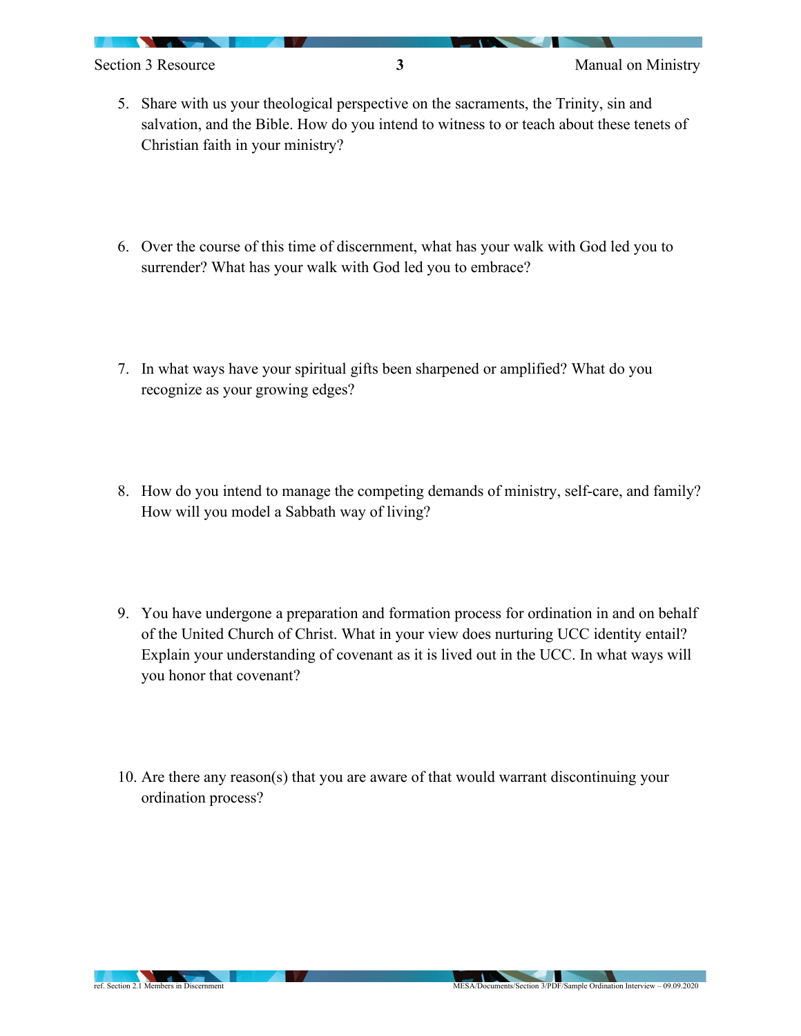5. Share with us your theological perspective on the sacraments, the Trinity, sin and salvation, and the Bible. How do you intend to witness to or teach about these tenets of Christian faith in your ministry?

6. Over the course of this time of discernment, what has your walk with God led you to surrender? What has your walk with God led you to embrace?

7. In what ways have your spiritual gifts been sharpened or amplified? What do you recognize as your growing edges?

8. How do you intend to manage the competing demands of ministry, self-care, and family? How will you model a Sabbath way of living?

9. You have undergone a preparation and formation process for ordination in and on behalf of the United Church of Christ. What in your view does nurturing UCC identity entail? Explain your understanding of covenant as it is lived out in the UCC. In what ways will you honor that covenant?

10. Are there any reason(s) that you are aware of that would warrant discontinuing your ordination process?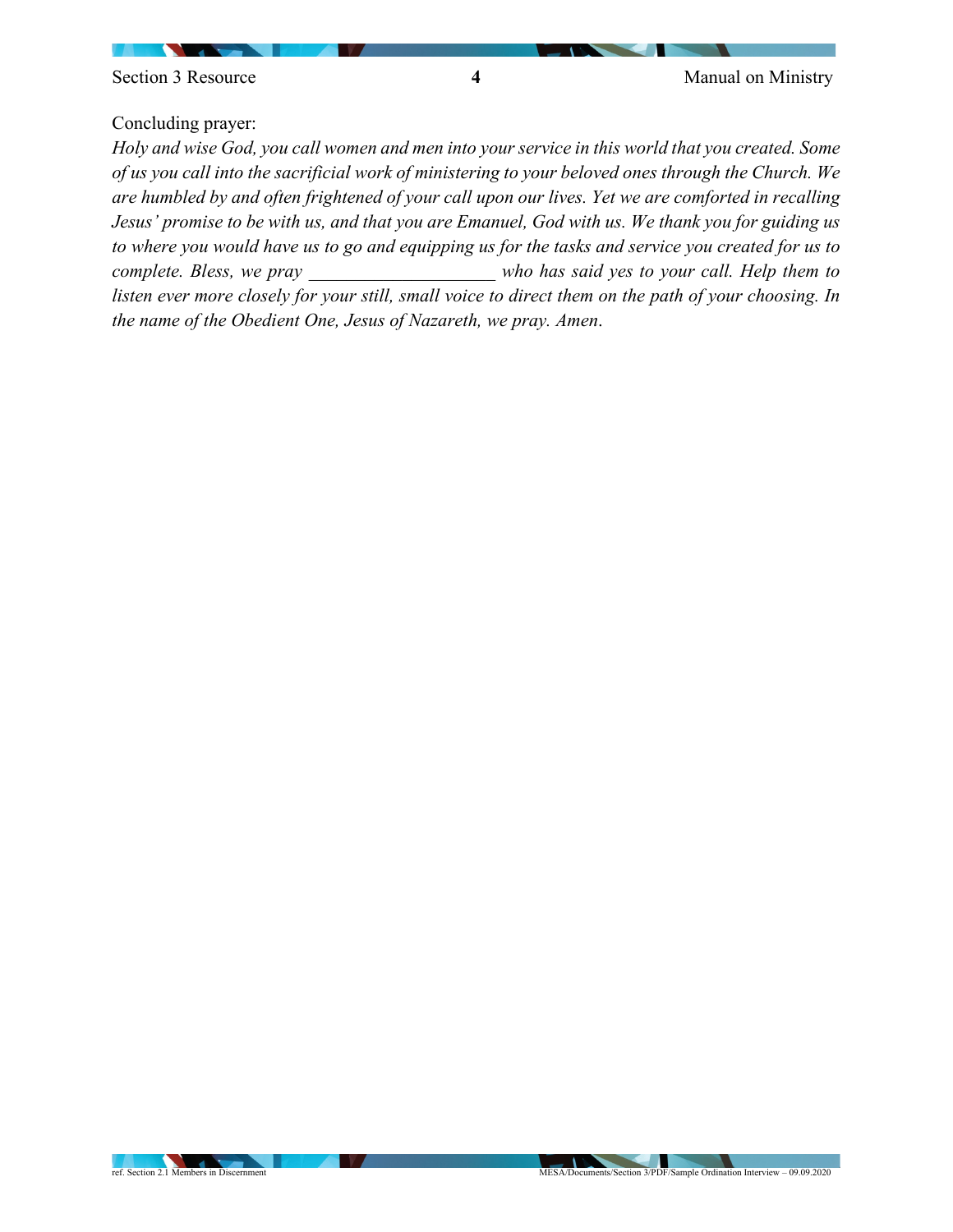Concluding prayer:

*Holy and wise God, you call women and men into your service in this world that you created. Some of us you call into the sacrificial work of ministering to your beloved ones through the Church. We are humbled by and often frightened of your call upon our lives. Yet we are comforted in recalling Jesus' promise to be with us, and that you are Emanuel, God with us. We thank you for guiding us to where you would have us to go and equipping us for the tasks and service you created for us to complete. Bless, we pray ____________________ who has said yes to your call. Help them to listen ever more closely for your still, small voice to direct them on the path of your choosing. In the name of the Obedient One, Jesus of Nazareth, we pray. Amen*.